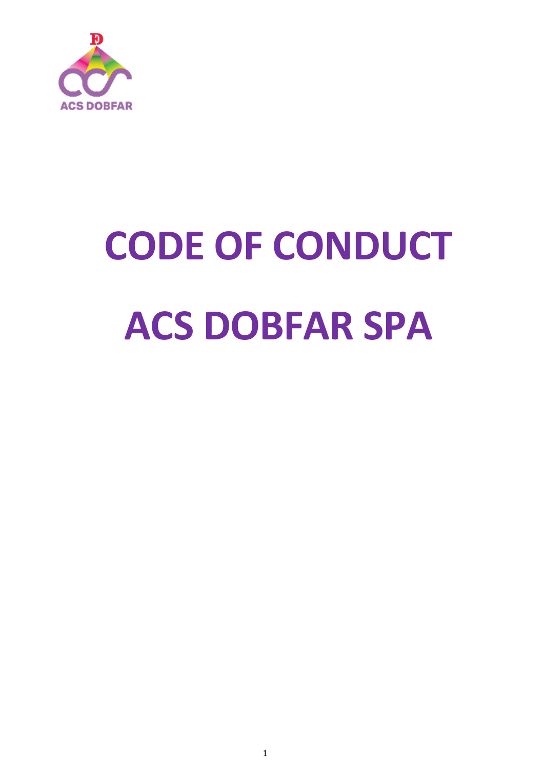# CODE OF CONDUCT

# ACS DOBFAR SPA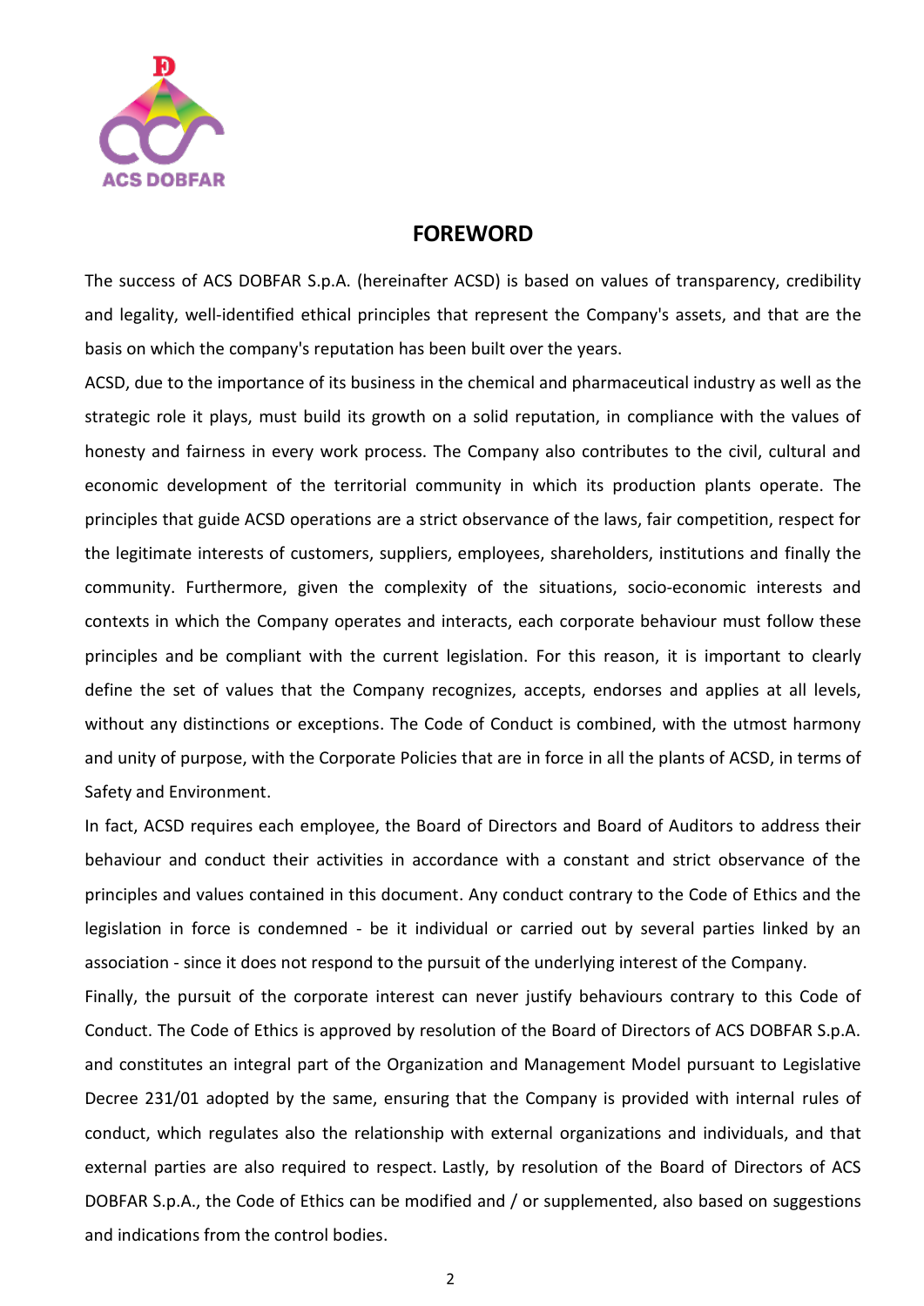## FOREWORD

The success of ACS DOBFAR S.p.A. (hereinafter ACSD) is based on values of transparency, credibility and legality, well-identified ethical principles that represent the Company's assets, and that are the basis on which the company's reputation has been built over the years.

ACSD, due to the importance of its business in the chemical and pharmaceutical industry as well as the strategic role it plays, must build its growth on a solid reputation, in compliance with the values of honesty and fairness in every work process. The Company also contributes to the civil, cultural and economic development of the territorial community in which its production plants operate. The principles that guide ACSD operations are a strict observance of the laws, fair competition, respect for the legitimate interests of customers, suppliers, employees, shareholders, institutions and finally the community. Furthermore, given the complexity of the situations, socio-economic interests and contexts in which the Company operates and interacts, each corporate behaviour must follow these principles and be compliant with the current legislation. For this reason, it is important to clearly define the set of values that the Company recognizes, accepts, endorses and applies at all levels, without any distinctions or exceptions. The Code of Conduct is combined, with the utmost harmony and unity of purpose, with the Corporate Policies that are in force in all the plants of ACSD, in terms of Safety and Environment.

In fact, ACSD requires each employee, the Board of Directors and Board of Auditors to address their behaviour and conduct their activities in accordance with a constant and strict observance of the principles and values contained in this document. Any conduct contrary to the Code of Ethics and the legislation in force is condemned - be it individual or carried out by several parties linked by an association - since it does not respond to the pursuit of the underlying interest of the Company.

Finally, the pursuit of the corporate interest can never justify behaviours contrary to this Code of Conduct. The Code of Ethics is approved by resolution of the Board of Directors of ACS DOBFAR S.p.A. and constitutes an integral part of the Organization and Management Model pursuant to Legislative Decree 231/01 adopted by the same, ensuring that the Company is provided with internal rules of conduct, which regulates also the relationship with external organizations and individuals, and that external parties are also required to respect. Lastly, by resolution of the Board of Directors of ACS DOBFAR S.p.A., the Code of Ethics can be modified and / or supplemented, also based on suggestions and indications from the control bodies.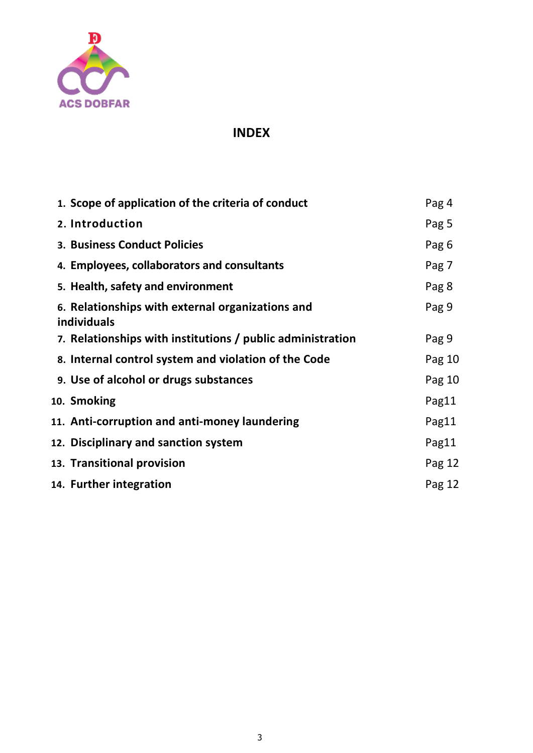ACS DOBFAR

# INDEX

| | |
|---|---|
| 1. **Scope of application of the criteria of conduct** | Pag 4 |
| 2. **Introduction** | Pag 5 |
| 3. **Business Conduct Policies** | Pag 6 |
| 4. **Employees, collaborators and consultants** | Pag 7 |
| 5. **Health, safety and environment** | Pag 8 |
| 6. **Relationships with external organizations and individuals** | Pag 9 |
| 7. **Relationships with institutions / public administration** | Pag 9 |
| 8. **Internal control system and violation of the Code** | Pag 10 |
| 9. **Use of alcohol or drugs substances** | Pag 10 |
| 10. **Smoking** | Pag11 |
| 11. **Anti-corruption and anti-money laundering** | Pag11 |
| 12. **Disciplinary and sanction system** | Pag11 |
| 13. **Transitional provision** | Pag 12 |
| 14. **Further integration** | Pag 12 |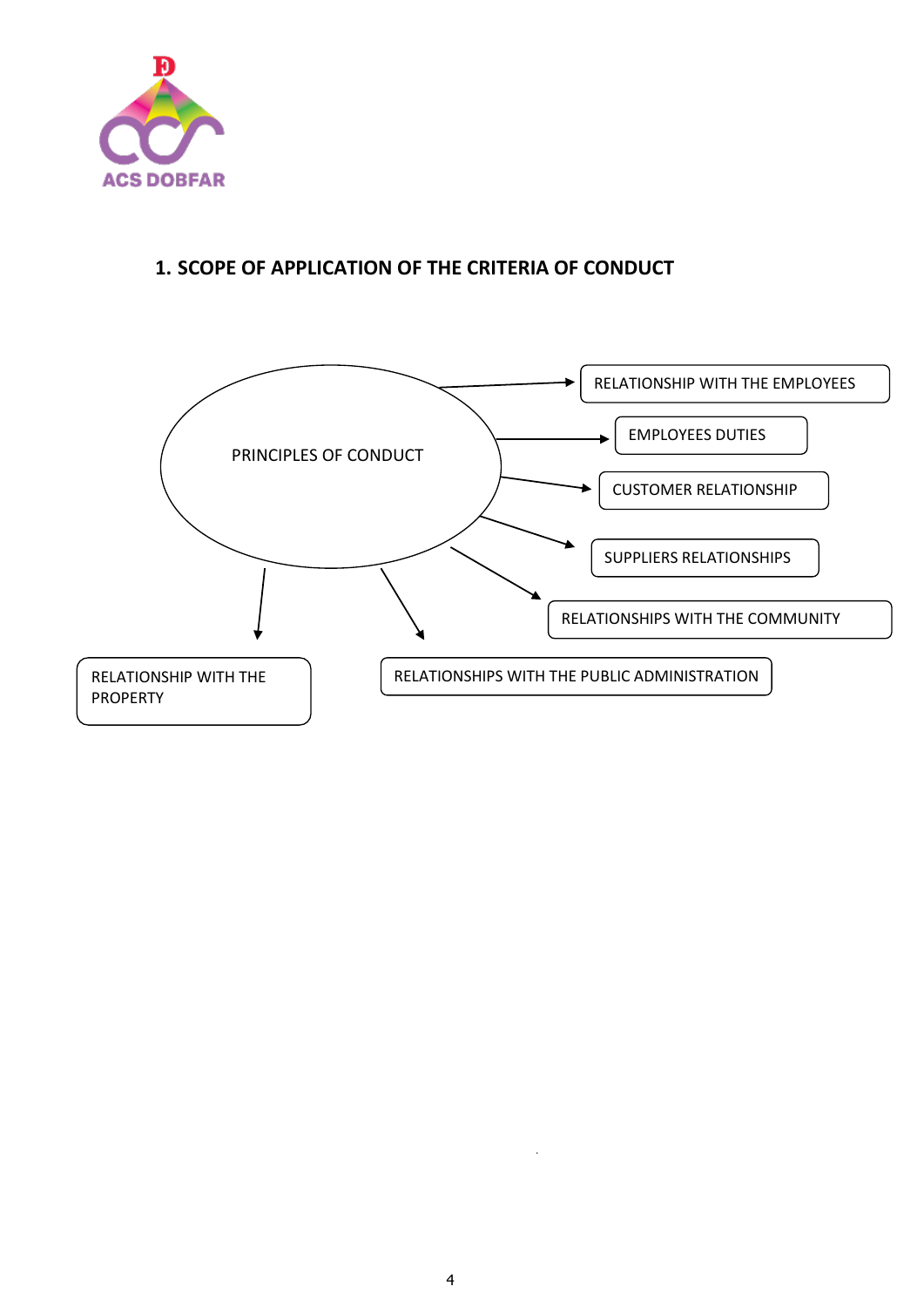## 1. SCOPE OF APPLICATION OF THE CRITERIA OF CONDUCT

PRINCIPLES OF CONDUCT

- RELATIONSHIP WITH THE EMPLOYEES
- EMPLOYEES DUTIES
- CUSTOMER RELATIONSHIP
- SUPPLIERS RELATIONSHIPS
- RELATIONSHIPS WITH THE COMMUNITY
- RELATIONSHIPS WITH THE PUBLIC ADMINISTRATION
- RELATIONSHIP WITH THE PROPERTY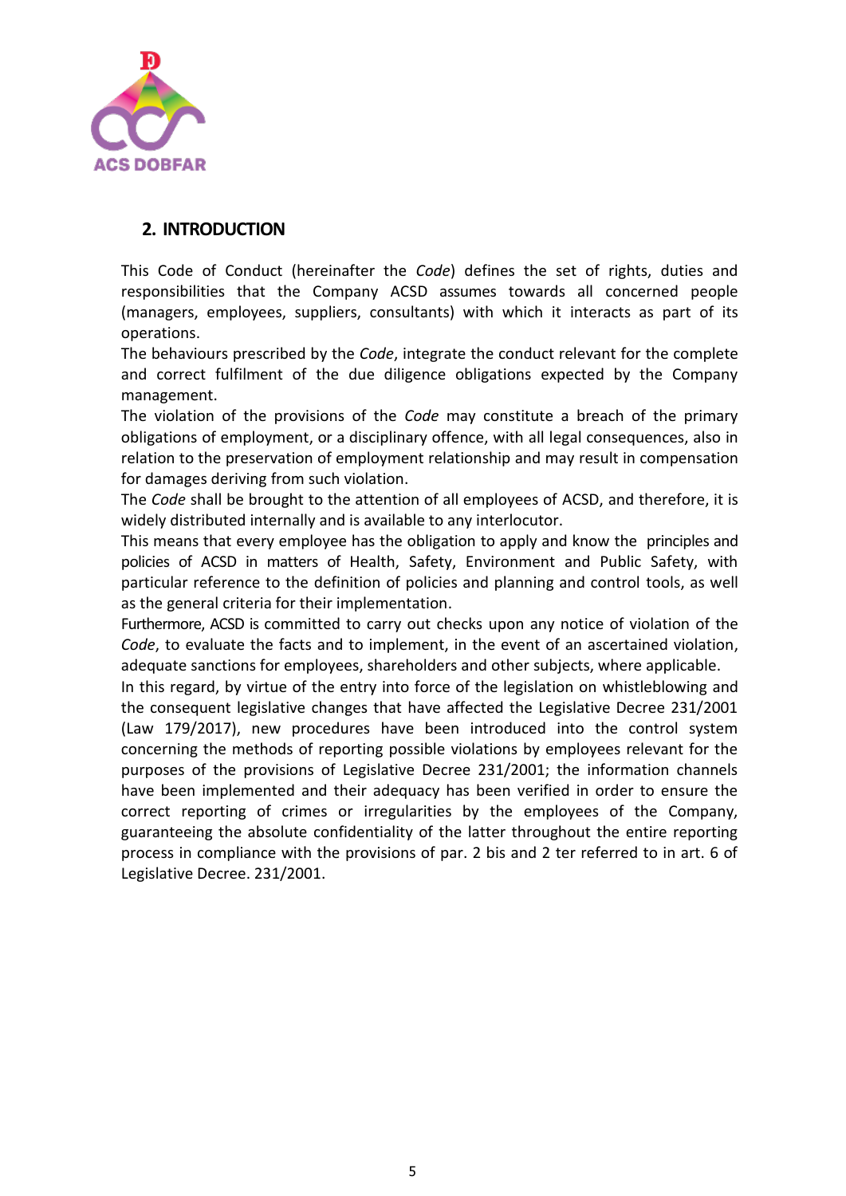## 2. INTRODUCTION

This Code of Conduct (hereinafter the *Code*) defines the set of rights, duties and responsibilities that the Company ACSD assumes towards all concerned people (managers, employees, suppliers, consultants) with which it interacts as part of its operations.

The behaviours prescribed by the *Code*, integrate the conduct relevant for the complete and correct fulfilment of the due diligence obligations expected by the Company management.

The violation of the provisions of the *Code* may constitute a breach of the primary obligations of employment, or a disciplinary offence, with all legal consequences, also in relation to the preservation of employment relationship and may result in compensation for damages deriving from such violation.

The *Code* shall be brought to the attention of all employees of ACSD, and therefore, it is widely distributed internally and is available to any interlocutor.

This means that every employee has the obligation to apply and know the principles and policies of ACSD in matters of Health, Safety, Environment and Public Safety, with particular reference to the definition of policies and planning and control tools, as well as the general criteria for their implementation.

Furthermore, ACSD is committed to carry out checks upon any notice of violation of the *Code*, to evaluate the facts and to implement, in the event of an ascertained violation, adequate sanctions for employees, shareholders and other subjects, where applicable.

In this regard, by virtue of the entry into force of the legislation on whistleblowing and the consequent legislative changes that have affected the Legislative Decree 231/2001 (Law 179/2017), new procedures have been introduced into the control system concerning the methods of reporting possible violations by employees relevant for the purposes of the provisions of Legislative Decree 231/2001; the information channels have been implemented and their adequacy has been verified in order to ensure the correct reporting of crimes or irregularities by the employees of the Company, guaranteeing the absolute confidentiality of the latter throughout the entire reporting process in compliance with the provisions of par. 2 bis and 2 ter referred to in art. 6 of Legislative Decree. 231/2001.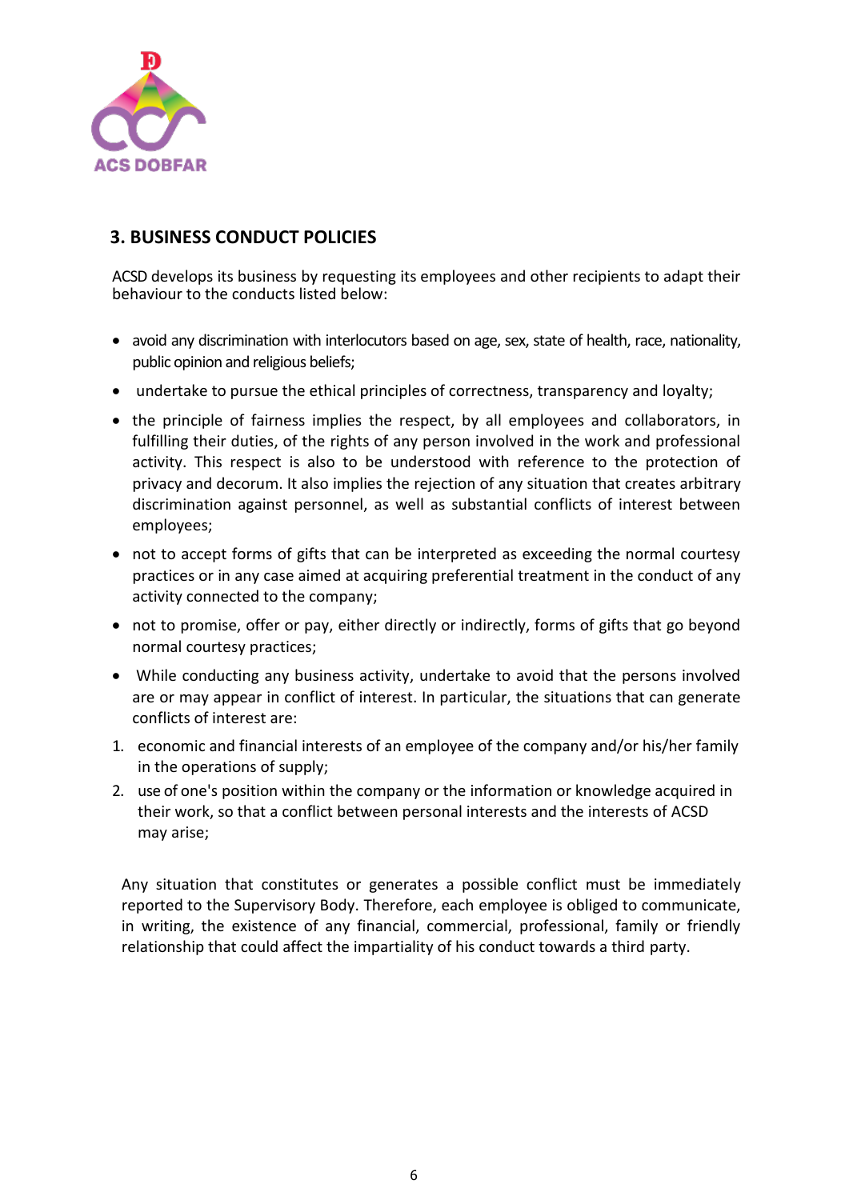## 3. BUSINESS CONDUCT POLICIES

ACSD develops its business by requesting its employees and other recipients to adapt their behaviour to the conducts listed below:

- avoid any discrimination with interlocutors based on age, sex, state of health, race, nationality, public opinion and religious beliefs;
- undertake to pursue the ethical principles of correctness, transparency and loyalty;
- the principle of fairness implies the respect, by all employees and collaborators, in fulfilling their duties, of the rights of any person involved in the work and professional activity. This respect is also to be understood with reference to the protection of privacy and decorum. It also implies the rejection of any situation that creates arbitrary discrimination against personnel, as well as substantial conflicts of interest between employees;
- not to accept forms of gifts that can be interpreted as exceeding the normal courtesy practices or in any case aimed at acquiring preferential treatment in the conduct of any activity connected to the company;
- not to promise, offer or pay, either directly or indirectly, forms of gifts that go beyond normal courtesy practices;
- While conducting any business activity, undertake to avoid that the persons involved are or may appear in conflict of interest. In particular, the situations that can generate conflicts of interest are:

1. economic and financial interests of an employee of the company and/or his/her family in the operations of supply;
2. use of one's position within the company or the information or knowledge acquired in their work, so that a conflict between personal interests and the interests of ACSD may arise;

Any situation that constitutes or generates a possible conflict must be immediately reported to the Supervisory Body. Therefore, each employee is obliged to communicate, in writing, the existence of any financial, commercial, professional, family or friendly relationship that could affect the impartiality of his conduct towards a third party.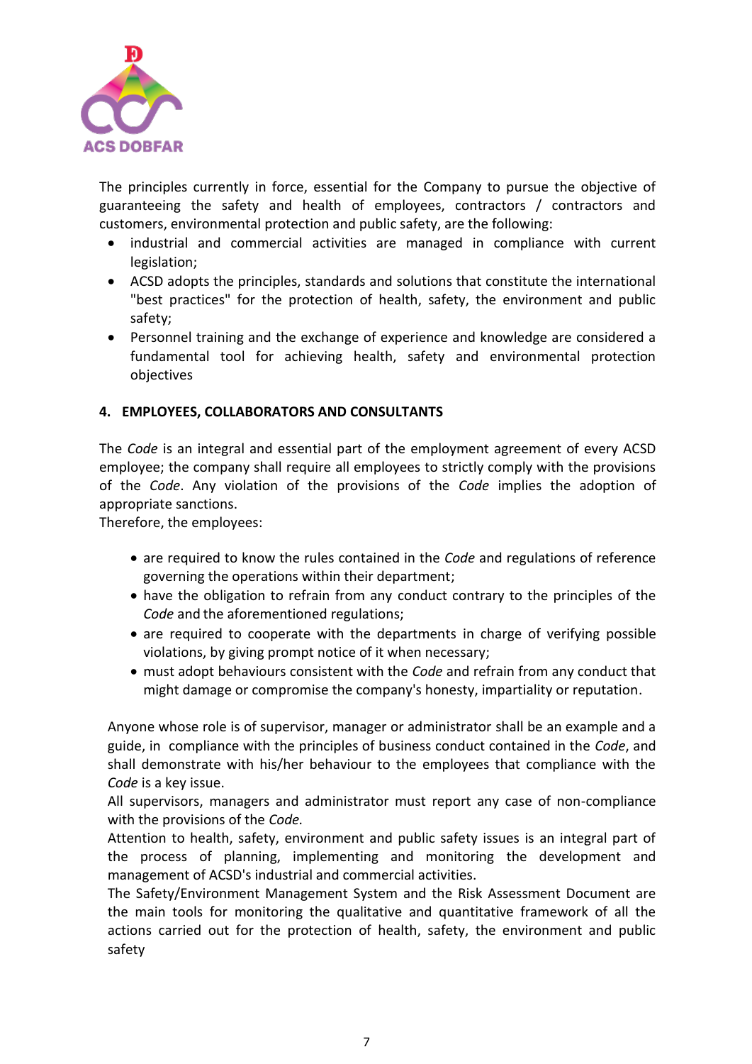The principles currently in force, essential for the Company to pursue the objective of guaranteeing the safety and health of employees, contractors / contractors and customers, environmental protection and public safety, are the following:

- industrial and commercial activities are managed in compliance with current legislation;
- ACSD adopts the principles, standards and solutions that constitute the international "best practices" for the protection of health, safety, the environment and public safety;
- Personnel training and the exchange of experience and knowledge are considered a fundamental tool for achieving health, safety and environmental protection objectives

## 4. EMPLOYEES, COLLABORATORS AND CONSULTANTS

The *Code* is an integral and essential part of the employment agreement of every ACSD employee; the company shall require all employees to strictly comply with the provisions of the *Code*. Any violation of the provisions of the *Code* implies the adoption of appropriate sanctions.
Therefore, the employees:

- are required to know the rules contained in the *Code* and regulations of reference governing the operations within their department;
- have the obligation to refrain from any conduct contrary to the principles of the *Code* and the aforementioned regulations;
- are required to cooperate with the departments in charge of verifying possible violations, by giving prompt notice of it when necessary;
- must adopt behaviours consistent with the *Code* and refrain from any conduct that might damage or compromise the company's honesty, impartiality or reputation.

Anyone whose role is of supervisor, manager or administrator shall be an example and a guide, in compliance with the principles of business conduct contained in the *Code*, and shall demonstrate with his/her behaviour to the employees that compliance with the *Code* is a key issue.
All supervisors, managers and administrator must report any case of non-compliance with the provisions of the *Code.*
Attention to health, safety, environment and public safety issues is an integral part of the process of planning, implementing and monitoring the development and management of ACSD's industrial and commercial activities.
The Safety/Environment Management System and the Risk Assessment Document are the main tools for monitoring the qualitative and quantitative framework of all the actions carried out for the protection of health, safety, the environment and public safety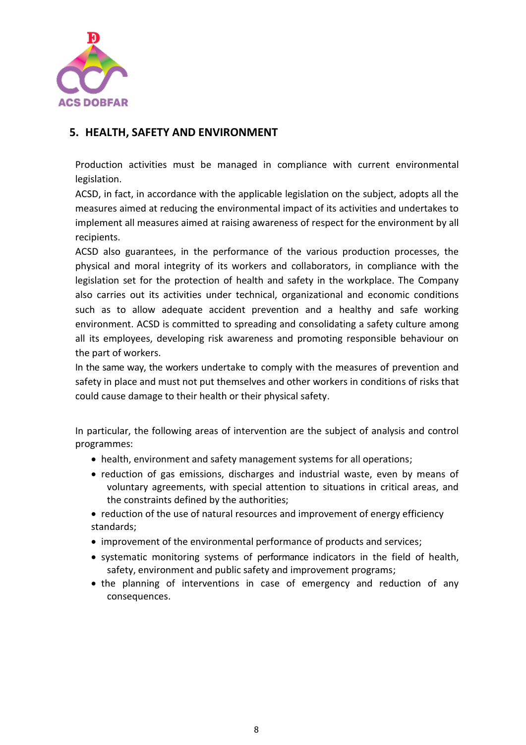## 5. HEALTH, SAFETY AND ENVIRONMENT

Production activities must be managed in compliance with current environmental legislation.
ACSD, in fact, in accordance with the applicable legislation on the subject, adopts all the measures aimed at reducing the environmental impact of its activities and undertakes to implement all measures aimed at raising awareness of respect for the environment by all recipients.
ACSD also guarantees, in the performance of the various production processes, the physical and moral integrity of its workers and collaborators, in compliance with the legislation set for the protection of health and safety in the workplace. The Company also carries out its activities under technical, organizational and economic conditions such as to allow adequate accident prevention and a healthy and safe working environment. ACSD is committed to spreading and consolidating a safety culture among all its employees, developing risk awareness and promoting responsible behaviour on the part of workers.
In the same way, the workers undertake to comply with the measures of prevention and safety in place and must not put themselves and other workers in conditions of risks that could cause damage to their health or their physical safety.

In particular, the following areas of intervention are the subject of analysis and control programmes:

- health, environment and safety management systems for all operations;
- reduction of gas emissions, discharges and industrial waste, even by means of voluntary agreements, with special attention to situations in critical areas, and the constraints defined by the authorities;
- reduction of the use of natural resources and improvement of energy efficiency standards;
- improvement of the environmental performance of products and services;
- systematic monitoring systems of performance indicators in the field of health, safety, environment and public safety and improvement programs;
- the planning of interventions in case of emergency and reduction of any consequences.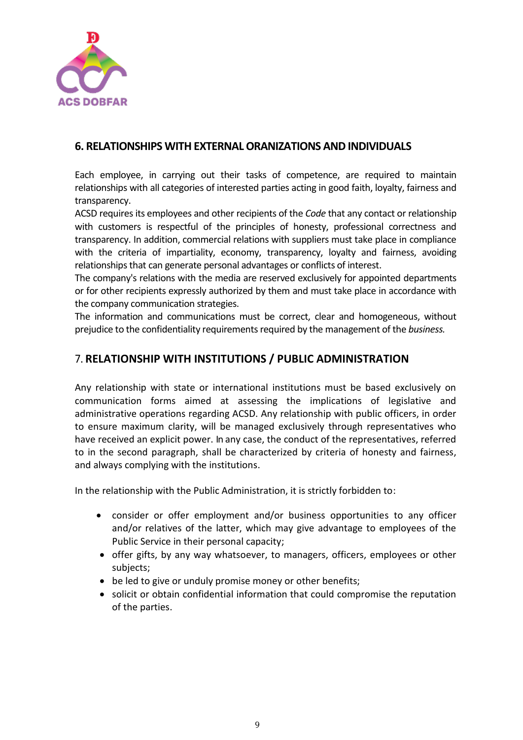## 6. RELATIONSHIPS WITH EXTERNAL ORANIZATIONS AND INDIVIDUALS

Each employee, in carrying out their tasks of competence, are required to maintain relationships with all categories of interested parties acting in good faith, loyalty, fairness and transparency.

ACSD requires its employees and other recipients of the *Code* that any contact or relationship with customers is respectful of the principles of honesty, professional correctness and transparency. In addition, commercial relations with suppliers must take place in compliance with the criteria of impartiality, economy, transparency, loyalty and fairness, avoiding relationships that can generate personal advantages or conflicts of interest.

The company's relations with the media are reserved exclusively for appointed departments or for other recipients expressly authorized by them and must take place in accordance with the company communication strategies.

The information and communications must be correct, clear and homogeneous, without prejudice to the confidentiality requirements required by the management of the *business.*

## 7. RELATIONSHIP WITH INSTITUTIONS / PUBLIC ADMINISTRATION

Any relationship with state or international institutions must be based exclusively on communication forms aimed at assessing the implications of legislative and administrative operations regarding ACSD. Any relationship with public officers, in order to ensure maximum clarity, will be managed exclusively through representatives who have received an explicit power. In any case, the conduct of the representatives, referred to in the second paragraph, shall be characterized by criteria of honesty and fairness, and always complying with the institutions.

In the relationship with the Public Administration, it is strictly forbidden to:

- consider or offer employment and/or business opportunities to any officer and/or relatives of the latter, which may give advantage to employees of the Public Service in their personal capacity;
- offer gifts, by any way whatsoever, to managers, officers, employees or other subjects;
- be led to give or unduly promise money or other benefits;
- solicit or obtain confidential information that could compromise the reputation of the parties.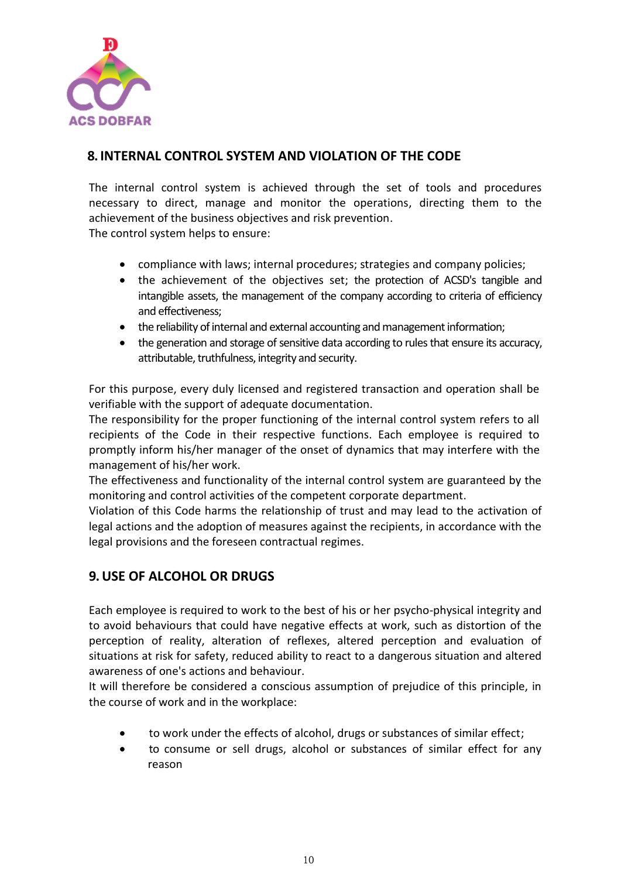## 8. INTERNAL CONTROL SYSTEM AND VIOLATION OF THE CODE

The internal control system is achieved through the set of tools and procedures necessary to direct, manage and monitor the operations, directing them to the achievement of the business objectives and risk prevention.
The control system helps to ensure:

- compliance with laws; internal procedures; strategies and company policies;
- the achievement of the objectives set; the protection of ACSD's tangible and intangible assets, the management of the company according to criteria of efficiency and effectiveness;
- the reliability of internal and external accounting and management information;
- the generation and storage of sensitive data according to rules that ensure its accuracy, attributable, truthfulness, integrity and security.

For this purpose, every duly licensed and registered transaction and operation shall be verifiable with the support of adequate documentation.
The responsibility for the proper functioning of the internal control system refers to all recipients of the Code in their respective functions. Each employee is required to promptly inform his/her manager of the onset of dynamics that may interfere with the management of his/her work.
The effectiveness and functionality of the internal control system are guaranteed by the monitoring and control activities of the competent corporate department.
Violation of this Code harms the relationship of trust and may lead to the activation of legal actions and the adoption of measures against the recipients, in accordance with the legal provisions and the foreseen contractual regimes.

## 9. USE OF ALCOHOL OR DRUGS

Each employee is required to work to the best of his or her psycho-physical integrity and to avoid behaviours that could have negative effects at work, such as distortion of the perception of reality, alteration of reflexes, altered perception and evaluation of situations at risk for safety, reduced ability to react to a dangerous situation and altered awareness of one's actions and behaviour.
It will therefore be considered a conscious assumption of prejudice of this principle, in the course of work and in the workplace:

- to work under the effects of alcohol, drugs or substances of similar effect;
- to consume or sell drugs, alcohol or substances of similar effect for any reason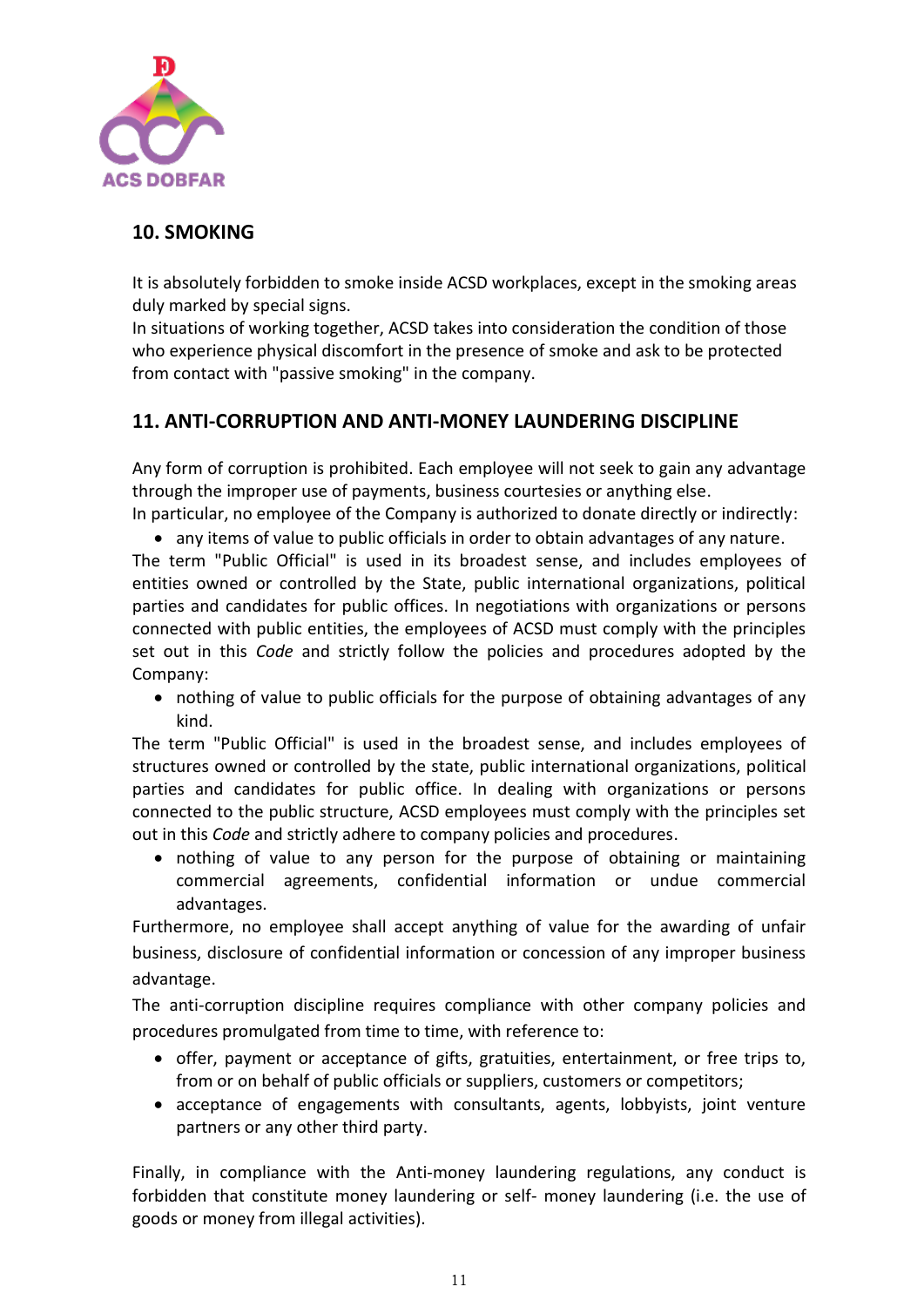## 10. SMOKING

It is absolutely forbidden to smoke inside ACSD workplaces, except in the smoking areas duly marked by special signs.
In situations of working together, ACSD takes into consideration the condition of those who experience physical discomfort in the presence of smoke and ask to be protected from contact with "passive smoking" in the company.

## 11. ANTI-CORRUPTION AND ANTI-MONEY LAUNDERING DISCIPLINE

Any form of corruption is prohibited. Each employee will not seek to gain any advantage through the improper use of payments, business courtesies or anything else.
In particular, no employee of the Company is authorized to donate directly or indirectly:

- any items of value to public officials in order to obtain advantages of any nature.

The term "Public Official" is used in its broadest sense, and includes employees of entities owned or controlled by the State, public international organizations, political parties and candidates for public offices. In negotiations with organizations or persons connected with public entities, the employees of ACSD must comply with the principles set out in this *Code* and strictly follow the policies and procedures adopted by the Company:

- nothing of value to public officials for the purpose of obtaining advantages of any kind.

The term "Public Official" is used in the broadest sense, and includes employees of structures owned or controlled by the state, public international organizations, political parties and candidates for public office. In dealing with organizations or persons connected to the public structure, ACSD employees must comply with the principles set out in this *Code* and strictly adhere to company policies and procedures.

- nothing of value to any person for the purpose of obtaining or maintaining commercial agreements, confidential information or undue commercial advantages.

Furthermore, no employee shall accept anything of value for the awarding of unfair business, disclosure of confidential information or concession of any improper business advantage.

The anti-corruption discipline requires compliance with other company policies and procedures promulgated from time to time, with reference to:

- offer, payment or acceptance of gifts, gratuities, entertainment, or free trips to, from or on behalf of public officials or suppliers, customers or competitors;
- acceptance of engagements with consultants, agents, lobbyists, joint venture partners or any other third party.

Finally, in compliance with the Anti-money laundering regulations, any conduct is forbidden that constitute money laundering or self- money laundering (i.e. the use of goods or money from illegal activities).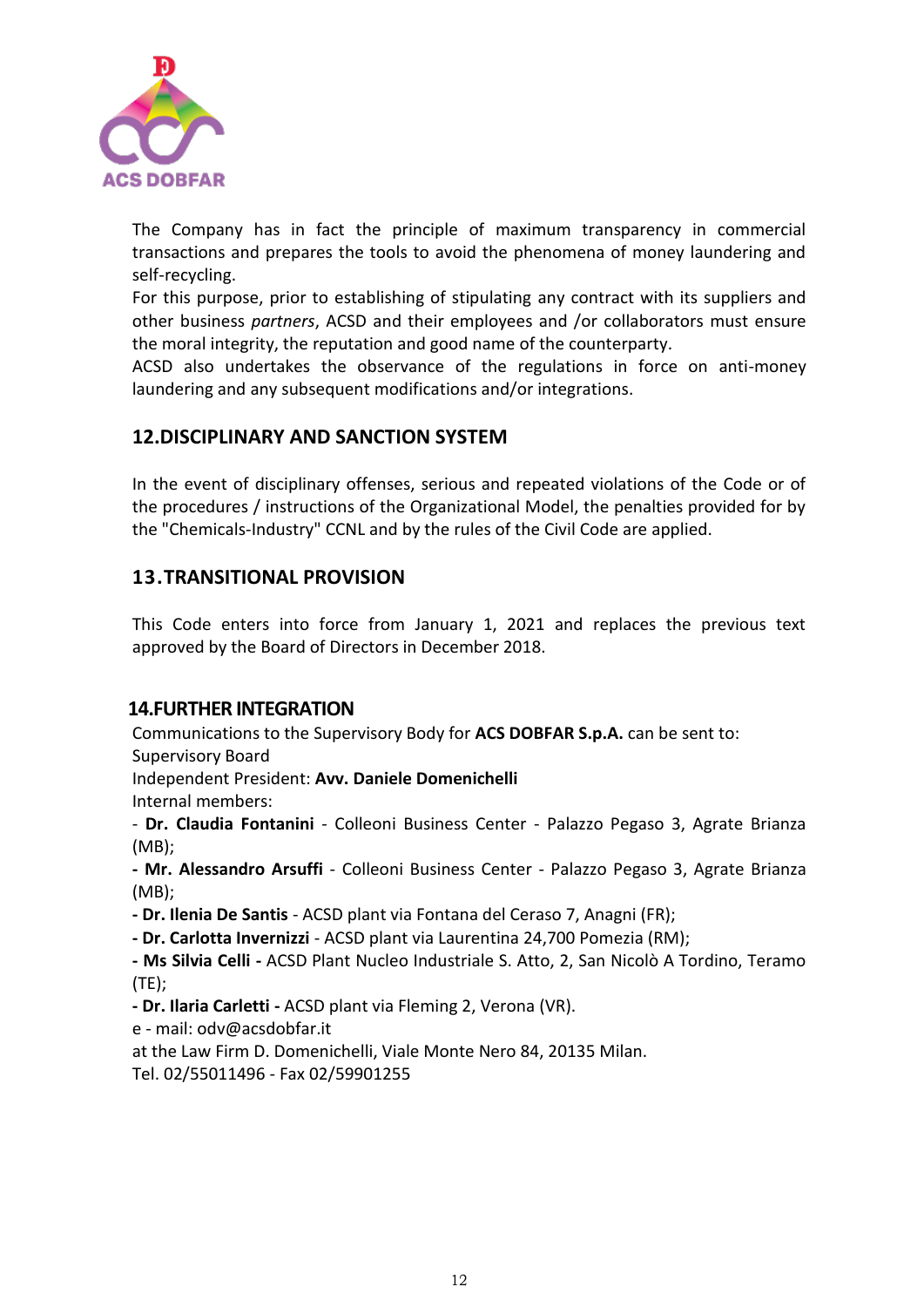The Company has in fact the principle of maximum transparency in commercial transactions and prepares the tools to avoid the phenomena of money laundering and self-recycling.

For this purpose, prior to establishing of stipulating any contract with its suppliers and other business *partners*, ACSD and their employees and /or collaborators must ensure the moral integrity, the reputation and good name of the counterparty.

ACSD also undertakes the observance of the regulations in force on anti-money laundering and any subsequent modifications and/or integrations.

## 12.DISCIPLINARY AND SANCTION SYSTEM

In the event of disciplinary offenses, serious and repeated violations of the Code or of the procedures / instructions of the Organizational Model, the penalties provided for by the "Chemicals-Industry" CCNL and by the rules of the Civil Code are applied.

## 13.TRANSITIONAL PROVISION

This Code enters into force from January 1, 2021 and replaces the previous text approved by the Board of Directors in December 2018.

## 14.FURTHER INTEGRATION

Communications to the Supervisory Body for **ACS DOBFAR S.p.A.** can be sent to:
Supervisory Board
Independent President: **Avv. Daniele Domenichelli**
Internal members:

- **Dr. Claudia Fontanini** - Colleoni Business Center - Palazzo Pegaso 3, Agrate Brianza (MB);
- **Mr. Alessandro Arsuffi** - Colleoni Business Center - Palazzo Pegaso 3, Agrate Brianza (MB);
- **Dr. Ilenia De Santis** - ACSD plant via Fontana del Ceraso 7, Anagni (FR);
- **Dr. Carlotta Invernizzi** - ACSD plant via Laurentina 24,700 Pomezia (RM);
- **Ms Silvia Celli -** ACSD Plant Nucleo Industriale S. Atto, 2, San Nicolò A Tordino, Teramo (TE);
- **Dr. Ilaria Carletti -** ACSD plant via Fleming 2, Verona (VR).

e - mail: odv@acsdobfar.it
at the Law Firm D. Domenichelli, Viale Monte Nero 84, 20135 Milan.
Tel. 02/55011496 - Fax 02/59901255